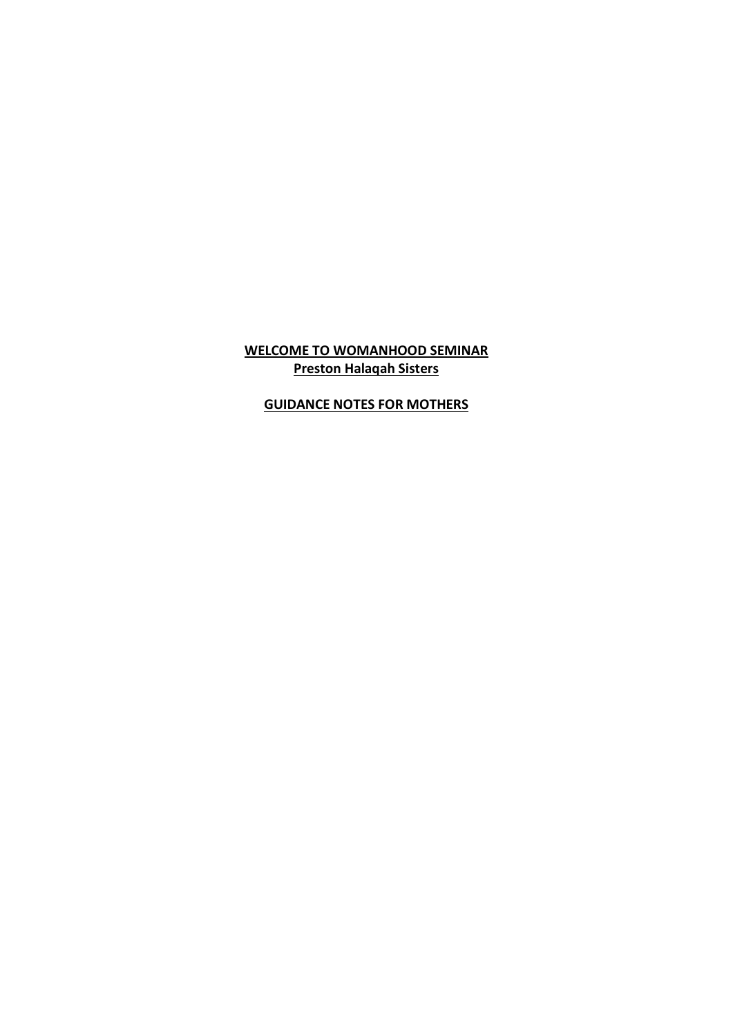**<u>WELCOME TO WOMANHOOD SEMINAR</u>**
**<u>Preston Halaqah Sisters</u>**

**<u>GUIDANCE NOTES FOR MOTHERS</u>**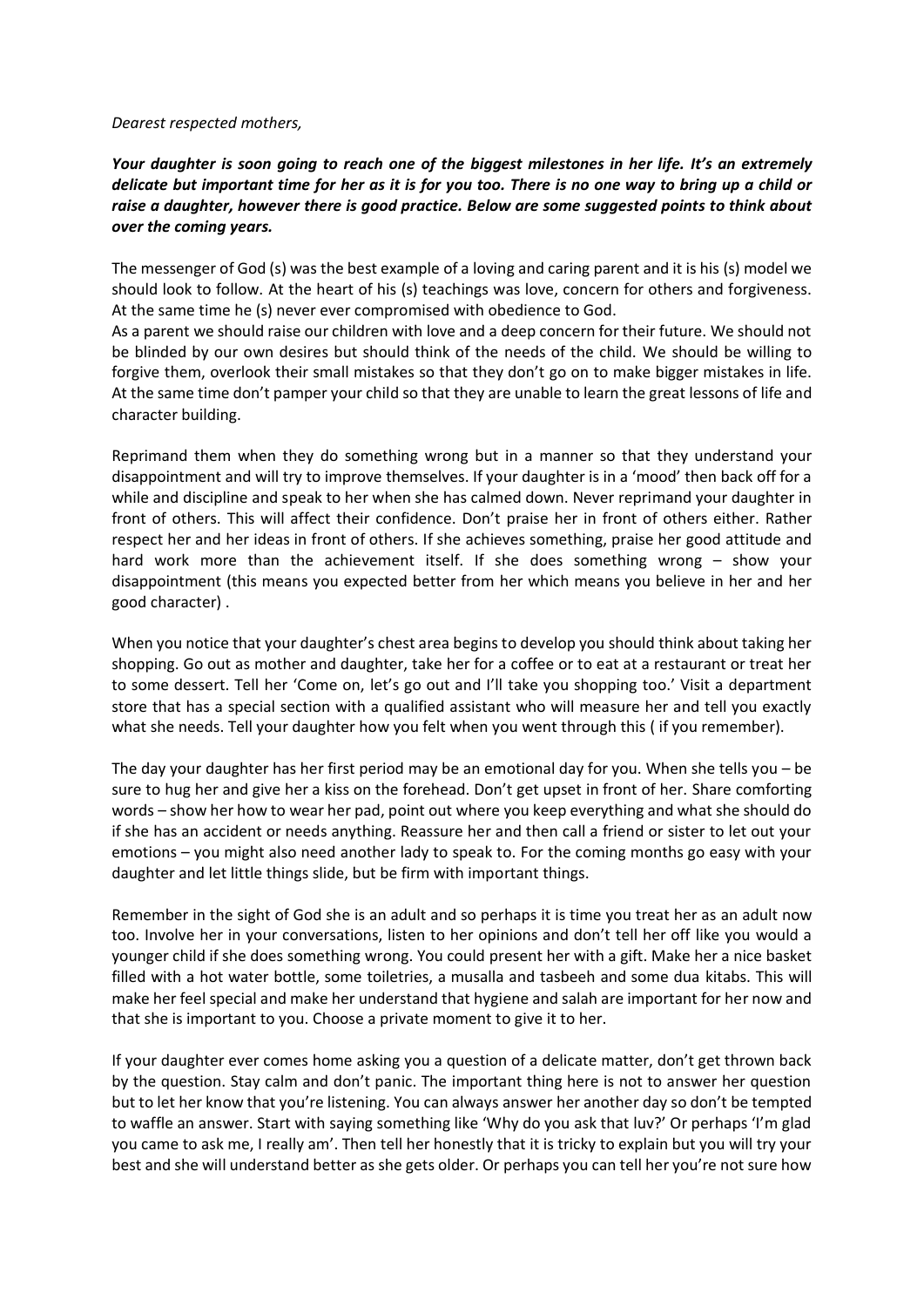*Dearest respected mothers,*

***Your daughter is soon going to reach one of the biggest milestones in her life. It's an extremely delicate but important time for her as it is for you too. There is no one way to bring up a child or raise a daughter, however there is good practice. Below are some suggested points to think about over the coming years.***

The messenger of God (s) was the best example of a loving and caring parent and it is his (s) model we should look to follow. At the heart of his (s) teachings was love, concern for others and forgiveness. At the same time he (s) never ever compromised with obedience to God.
As a parent we should raise our children with love and a deep concern for their future. We should not be blinded by our own desires but should think of the needs of the child. We should be willing to forgive them, overlook their small mistakes so that they don't go on to make bigger mistakes in life. At the same time don't pamper your child so that they are unable to learn the great lessons of life and character building.

Reprimand them when they do something wrong but in a manner so that they understand your disappointment and will try to improve themselves. If your daughter is in a 'mood' then back off for a while and discipline and speak to her when she has calmed down. Never reprimand your daughter in front of others. This will affect their confidence. Don't praise her in front of others either. Rather respect her and her ideas in front of others. If she achieves something, praise her good attitude and hard work more than the achievement itself. If she does something wrong – show your disappointment (this means you expected better from her which means you believe in her and her good character) .

When you notice that your daughter's chest area begins to develop you should think about taking her shopping. Go out as mother and daughter, take her for a coffee or to eat at a restaurant or treat her to some dessert. Tell her 'Come on, let's go out and I'll take you shopping too.' Visit a department store that has a special section with a qualified assistant who will measure her and tell you exactly what she needs. Tell your daughter how you felt when you went through this ( if you remember).

The day your daughter has her first period may be an emotional day for you. When she tells you – be sure to hug her and give her a kiss on the forehead. Don't get upset in front of her. Share comforting words – show her how to wear her pad, point out where you keep everything and what she should do if she has an accident or needs anything. Reassure her and then call a friend or sister to let out your emotions – you might also need another lady to speak to. For the coming months go easy with your daughter and let little things slide, but be firm with important things.

Remember in the sight of God she is an adult and so perhaps it is time you treat her as an adult now too. Involve her in your conversations, listen to her opinions and don't tell her off like you would a younger child if she does something wrong. You could present her with a gift. Make her a nice basket filled with a hot water bottle, some toiletries, a musalla and tasbeeh and some dua kitabs. This will make her feel special and make her understand that hygiene and salah are important for her now and that she is important to you. Choose a private moment to give it to her.

If your daughter ever comes home asking you a question of a delicate matter, don't get thrown back by the question. Stay calm and don't panic. The important thing here is not to answer her question but to let her know that you're listening. You can always answer her another day so don't be tempted to waffle an answer. Start with saying something like 'Why do you ask that luv?' Or perhaps 'I'm glad you came to ask me, I really am'. Then tell her honestly that it is tricky to explain but you will try your best and she will understand better as she gets older. Or perhaps you can tell her you're not sure how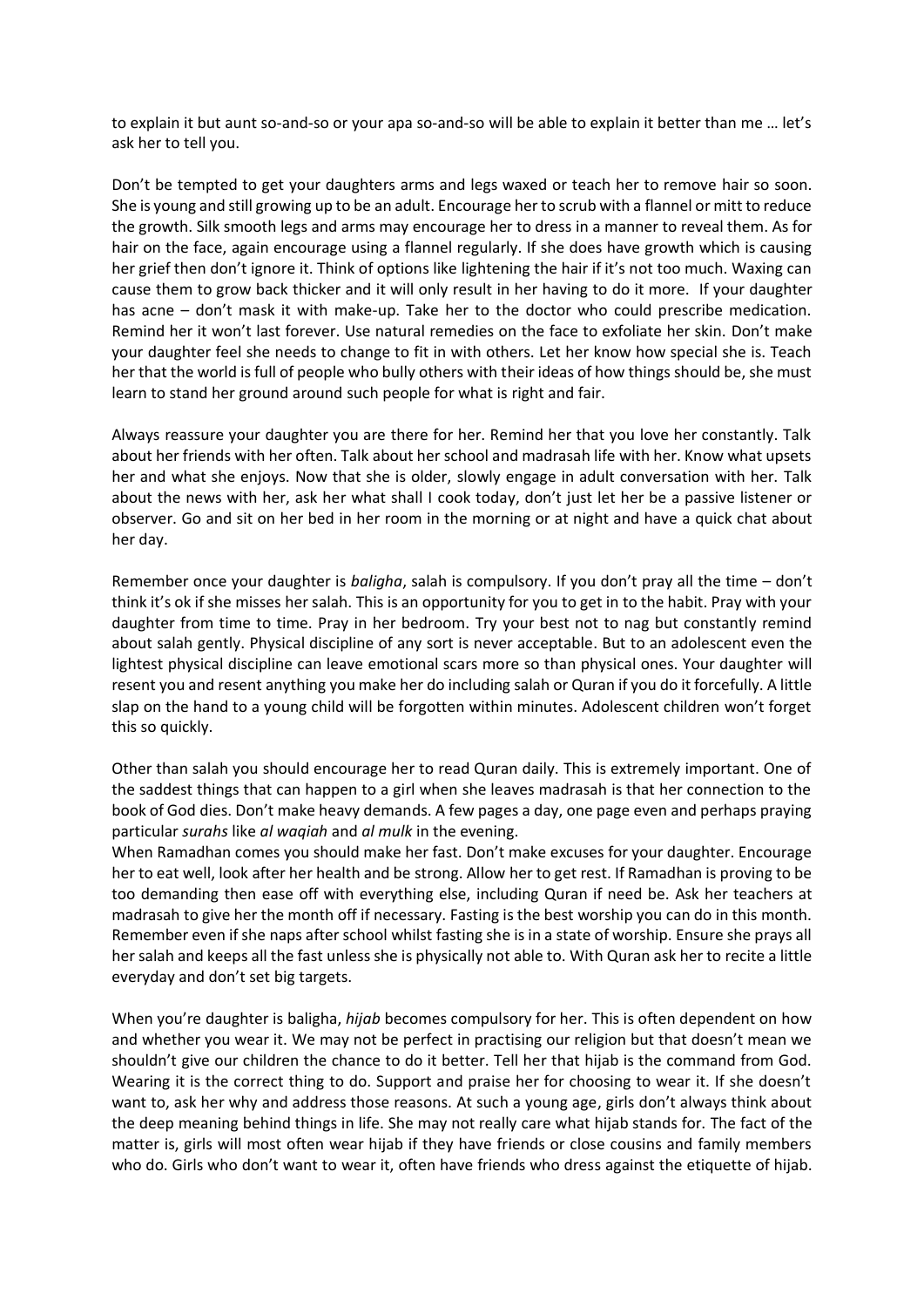to explain it but aunt so-and-so or your apa so-and-so will be able to explain it better than me … let's ask her to tell you.

Don't be tempted to get your daughters arms and legs waxed or teach her to remove hair so soon. She is young and still growing up to be an adult. Encourage her to scrub with a flannel or mitt to reduce the growth. Silk smooth legs and arms may encourage her to dress in a manner to reveal them. As for hair on the face, again encourage using a flannel regularly. If she does have growth which is causing her grief then don't ignore it. Think of options like lightening the hair if it's not too much. Waxing can cause them to grow back thicker and it will only result in her having to do it more. If your daughter has acne – don't mask it with make-up. Take her to the doctor who could prescribe medication. Remind her it won't last forever. Use natural remedies on the face to exfoliate her skin. Don't make your daughter feel she needs to change to fit in with others. Let her know how special she is. Teach her that the world is full of people who bully others with their ideas of how things should be, she must learn to stand her ground around such people for what is right and fair.

Always reassure your daughter you are there for her. Remind her that you love her constantly. Talk about her friends with her often. Talk about her school and madrasah life with her. Know what upsets her and what she enjoys. Now that she is older, slowly engage in adult conversation with her. Talk about the news with her, ask her what shall I cook today, don't just let her be a passive listener or observer. Go and sit on her bed in her room in the morning or at night and have a quick chat about her day.

Remember once your daughter is *baligha*, salah is compulsory. If you don't pray all the time – don't think it's ok if she misses her salah. This is an opportunity for you to get in to the habit. Pray with your daughter from time to time. Pray in her bedroom. Try your best not to nag but constantly remind about salah gently. Physical discipline of any sort is never acceptable. But to an adolescent even the lightest physical discipline can leave emotional scars more so than physical ones. Your daughter will resent you and resent anything you make her do including salah or Quran if you do it forcefully. A little slap on the hand to a young child will be forgotten within minutes. Adolescent children won't forget this so quickly.

Other than salah you should encourage her to read Quran daily. This is extremely important. One of the saddest things that can happen to a girl when she leaves madrasah is that her connection to the book of God dies. Don't make heavy demands. A few pages a day, one page even and perhaps praying particular *surahs* like *al waqiah* and *al mulk* in the evening.

When Ramadhan comes you should make her fast. Don't make excuses for your daughter. Encourage her to eat well, look after her health and be strong. Allow her to get rest. If Ramadhan is proving to be too demanding then ease off with everything else, including Quran if need be. Ask her teachers at madrasah to give her the month off if necessary. Fasting is the best worship you can do in this month. Remember even if she naps after school whilst fasting she is in a state of worship. Ensure she prays all her salah and keeps all the fast unless she is physically not able to. With Quran ask her to recite a little everyday and don't set big targets.

When you're daughter is baligha, *hijab* becomes compulsory for her. This is often dependent on how and whether you wear it. We may not be perfect in practising our religion but that doesn't mean we shouldn't give our children the chance to do it better. Tell her that hijab is the command from God. Wearing it is the correct thing to do. Support and praise her for choosing to wear it. If she doesn't want to, ask her why and address those reasons. At such a young age, girls don't always think about the deep meaning behind things in life. She may not really care what hijab stands for. The fact of the matter is, girls will most often wear hijab if they have friends or close cousins and family members who do. Girls who don't want to wear it, often have friends who dress against the etiquette of hijab.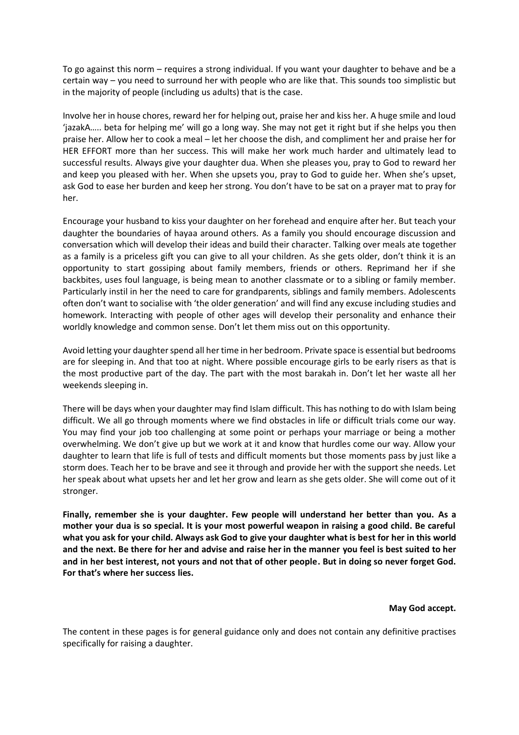To go against this norm – requires a strong individual. If you want your daughter to behave and be a certain way – you need to surround her with people who are like that. This sounds too simplistic but in the majority of people (including us adults) that is the case.

Involve her in house chores, reward her for helping out, praise her and kiss her. A huge smile and loud 'jazakA….. beta for helping me' will go a long way. She may not get it right but if she helps you then praise her. Allow her to cook a meal – let her choose the dish, and compliment her and praise her for HER EFFORT more than her success. This will make her work much harder and ultimately lead to successful results. Always give your daughter dua. When she pleases you, pray to God to reward her and keep you pleased with her. When she upsets you, pray to God to guide her. When she's upset, ask God to ease her burden and keep her strong. You don't have to be sat on a prayer mat to pray for her.

Encourage your husband to kiss your daughter on her forehead and enquire after her. But teach your daughter the boundaries of hayaa around others. As a family you should encourage discussion and conversation which will develop their ideas and build their character. Talking over meals ate together as a family is a priceless gift you can give to all your children. As she gets older, don't think it is an opportunity to start gossiping about family members, friends or others. Reprimand her if she backbites, uses foul language, is being mean to another classmate or to a sibling or family member. Particularly instil in her the need to care for grandparents, siblings and family members. Adolescents often don't want to socialise with 'the older generation' and will find any excuse including studies and homework. Interacting with people of other ages will develop their personality and enhance their worldly knowledge and common sense. Don't let them miss out on this opportunity.

Avoid letting your daughter spend all her time in her bedroom. Private space is essential but bedrooms are for sleeping in. And that too at night. Where possible encourage girls to be early risers as that is the most productive part of the day. The part with the most barakah in. Don't let her waste all her weekends sleeping in.

There will be days when your daughter may find Islam difficult. This has nothing to do with Islam being difficult. We all go through moments where we find obstacles in life or difficult trials come our way. You may find your job too challenging at some point or perhaps your marriage or being a mother overwhelming. We don't give up but we work at it and know that hurdles come our way. Allow your daughter to learn that life is full of tests and difficult moments but those moments pass by just like a storm does. Teach her to be brave and see it through and provide her with the support she needs. Let her speak about what upsets her and let her grow and learn as she gets older. She will come out of it stronger.

**Finally, remember she is your daughter. Few people will understand her better than you. As a mother your dua is so special. It is your most powerful weapon in raising a good child. Be careful what you ask for your child. Always ask God to give your daughter what is best for her in this world and the next. Be there for her and advise and raise her in the manner you feel is best suited to her and in her best interest, not yours and not that of other people. But in doing so never forget God. For that's where her success lies.**

**May God accept.**

The content in these pages is for general guidance only and does not contain any definitive practises specifically for raising a daughter.